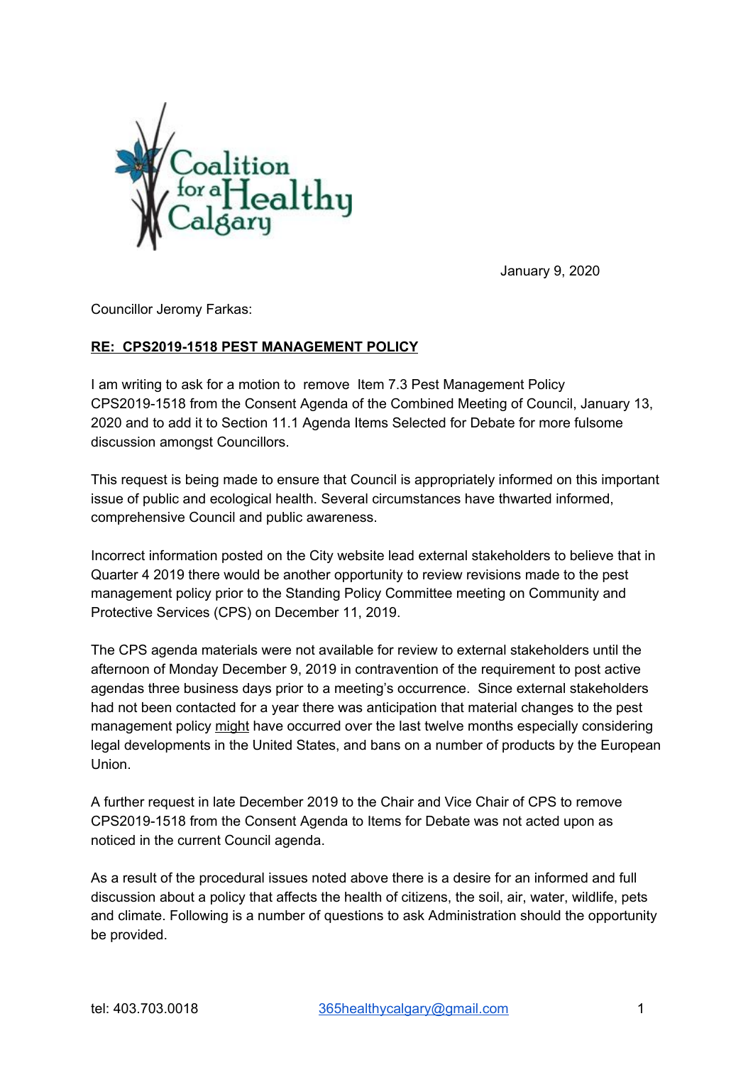Coalition for a Healthy Calgary

January 9, 2020

Councillor Jeromy Farkas:

**RE: CPS2019-1518 PEST MANAGEMENT POLICY**

I am writing to ask for a motion to remove Item 7.3 Pest Management Policy CPS2019-1518 from the Consent Agenda of the Combined Meeting of Council, January 13, 2020 and to add it to Section 11.1 Agenda Items Selected for Debate for more fulsome discussion amongst Councillors.

This request is being made to ensure that Council is appropriately informed on this important issue of public and ecological health. Several circumstances have thwarted informed, comprehensive Council and public awareness.

Incorrect information posted on the City website lead external stakeholders to believe that in Quarter 4 2019 there would be another opportunity to review revisions made to the pest management policy prior to the Standing Policy Committee meeting on Community and Protective Services (CPS) on December 11, 2019.

The CPS agenda materials were not available for review to external stakeholders until the afternoon of Monday December 9, 2019 in contravention of the requirement to post active agendas three business days prior to a meeting's occurrence. Since external stakeholders had not been contacted for a year there was anticipation that material changes to the pest management policy might have occurred over the last twelve months especially considering legal developments in the United States, and bans on a number of products by the European Union.

A further request in late December 2019 to the Chair and Vice Chair of CPS to remove CPS2019-1518 from the Consent Agenda to Items for Debate was not acted upon as noticed in the current Council agenda.

As a result of the procedural issues noted above there is a desire for an informed and full discussion about a policy that affects the health of citizens, the soil, air, water, wildlife, pets and climate. Following is a number of questions to ask Administration should the opportunity be provided.

tel: 403.703.0018 365healthycalgary@gmail.com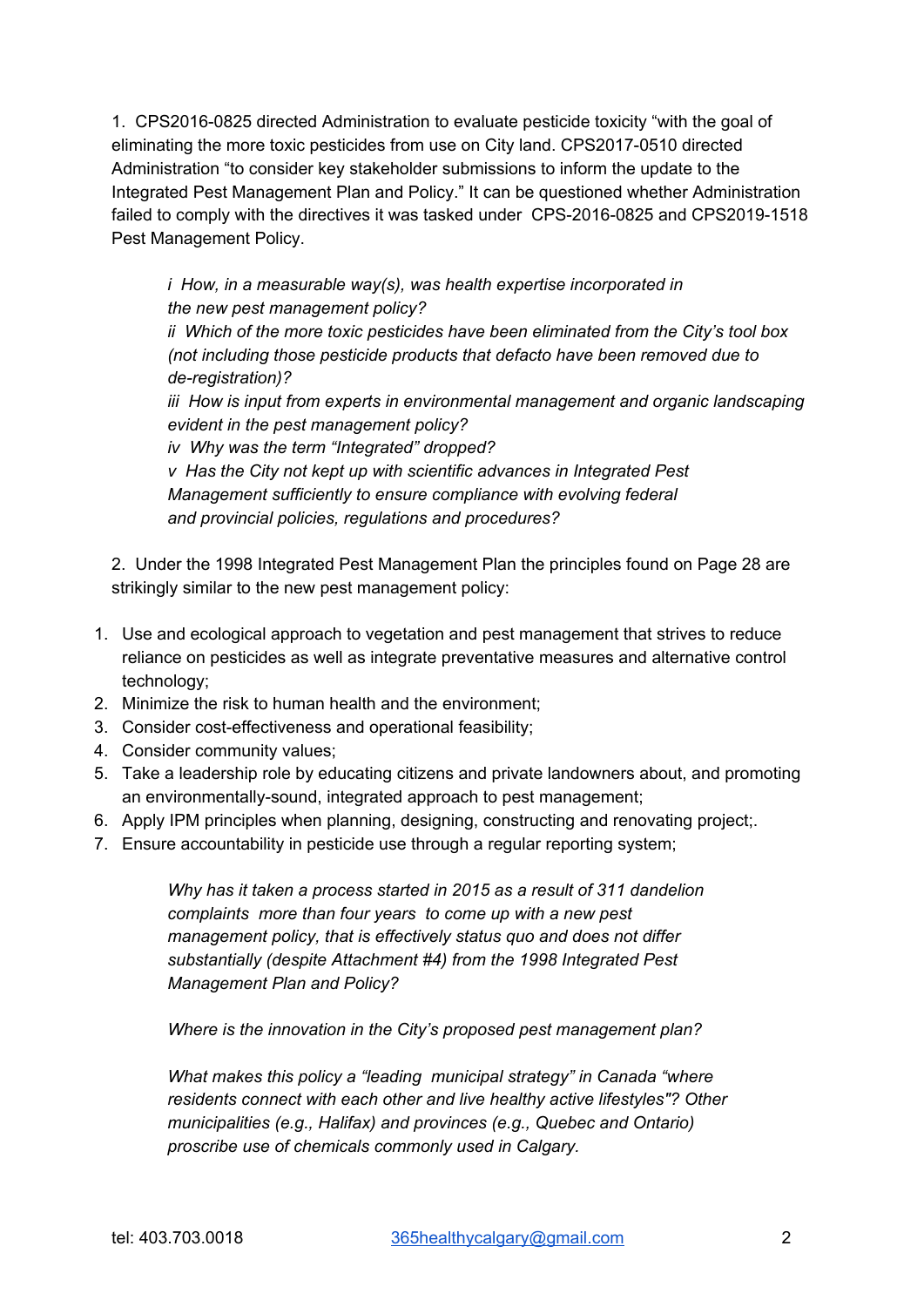1. CPS2016-0825 directed Administration to evaluate pesticide toxicity "with the goal of eliminating the more toxic pesticides from use on City land. CPS2017-0510 directed Administration "to consider key stakeholder submissions to inform the update to the Integrated Pest Management Plan and Policy." It can be questioned whether Administration failed to comply with the directives it was tasked under CPS-2016-0825 and CPS2019-1518 Pest Management Policy.

> *i How, in a measurable way(s), was health expertise incorporated in the new pest management policy?*
> *ii Which of the more toxic pesticides have been eliminated from the City's tool box (not including those pesticide products that defacto have been removed due to de-registration)?*
> *iii How is input from experts in environmental management and organic landscaping evident in the pest management policy?*
> *iv Why was the term "Integrated" dropped?*
> *v Has the City not kept up with scientific advances in Integrated Pest Management sufficiently to ensure compliance with evolving federal and provincial policies, regulations and procedures?*

2. Under the 1998 Integrated Pest Management Plan the principles found on Page 28 are strikingly similar to the new pest management policy:

1. Use and ecological approach to vegetation and pest management that strives to reduce reliance on pesticides as well as integrate preventative measures and alternative control technology;
2. Minimize the risk to human health and the environment;
3. Consider cost-effectiveness and operational feasibility;
4. Consider community values;
5. Take a leadership role by educating citizens and private landowners about, and promoting an environmentally-sound, integrated approach to pest management;
6. Apply IPM principles when planning, designing, constructing and renovating project;.
7. Ensure accountability in pesticide use through a regular reporting system;

> *Why has it taken a process started in 2015 as a result of 311 dandelion complaints more than four years to come up with a new pest management policy, that is effectively status quo and does not differ substantially (despite Attachment #4) from the 1998 Integrated Pest Management Plan and Policy?*
>
> *Where is the innovation in the City's proposed pest management plan?*
>
> *What makes this policy a "leading municipal strategy" in Canada "where residents connect with each other and live healthy active lifestyles"? Other municipalities (e.g., Halifax) and provinces (e.g., Quebec and Ontario) proscribe use of chemicals commonly used in Calgary.*

tel: 403.703.0018 365healthycalgary@gmail.com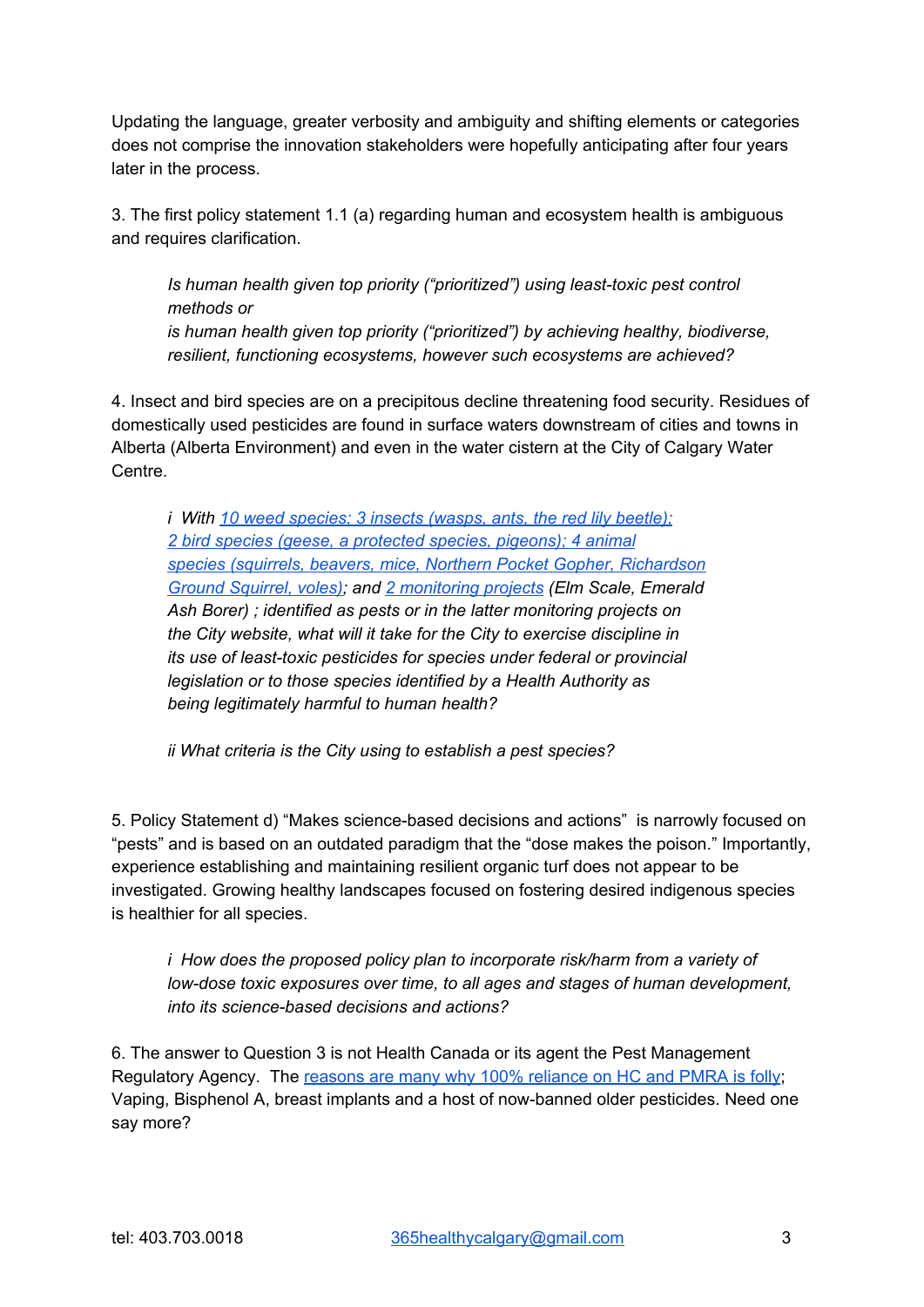Updating the language, greater verbosity and ambiguity and shifting elements or categories does not comprise the innovation stakeholders were hopefully anticipating after four years later in the process.

3. The first policy statement 1.1 (a) regarding human and ecosystem health is ambiguous and requires clarification.

> *Is human health given top priority ("prioritized") using least-toxic pest control methods or*
> *is human health given top priority ("prioritized") by achieving healthy, biodiverse, resilient, functioning ecosystems, however such ecosystems are achieved?*

4. Insect and bird species are on a precipitous decline threatening food security. Residues of domestically used pesticides are found in surface waters downstream of cities and towns in Alberta (Alberta Environment) and even in the water cistern at the City of Calgary Water Centre.

> *i With 10 weed species; 3 insects (wasps, ants, the red lily beetle); 2 bird species (geese, a protected species, pigeons); 4 animal species (squirrels, beavers, mice, Northern Pocket Gopher, Richardson Ground Squirrel, voles); and 2 monitoring projects (Elm Scale, Emerald Ash Borer) ; identified as pests or in the latter monitoring projects on the City website, what will it take for the City to exercise discipline in its use of least-toxic pesticides for species under federal or provincial legislation or to those species identified by a Health Authority as being legitimately harmful to human health?*
>
> *ii What criteria is the City using to establish a pest species?*

5. Policy Statement d) "Makes science-based decisions and actions" is narrowly focused on "pests" and is based on an outdated paradigm that the "dose makes the poison." Importantly, experience establishing and maintaining resilient organic turf does not appear to be investigated. Growing healthy landscapes focused on fostering desired indigenous species is healthier for all species.

> *i How does the proposed policy plan to incorporate risk/harm from a variety of low-dose toxic exposures over time, to all ages and stages of human development, into its science-based decisions and actions?*

6. The answer to Question 3 is not Health Canada or its agent the Pest Management Regulatory Agency. The reasons are many why 100% reliance on HC and PMRA is folly; Vaping, Bisphenol A, breast implants and a host of now-banned older pesticides. Need one say more?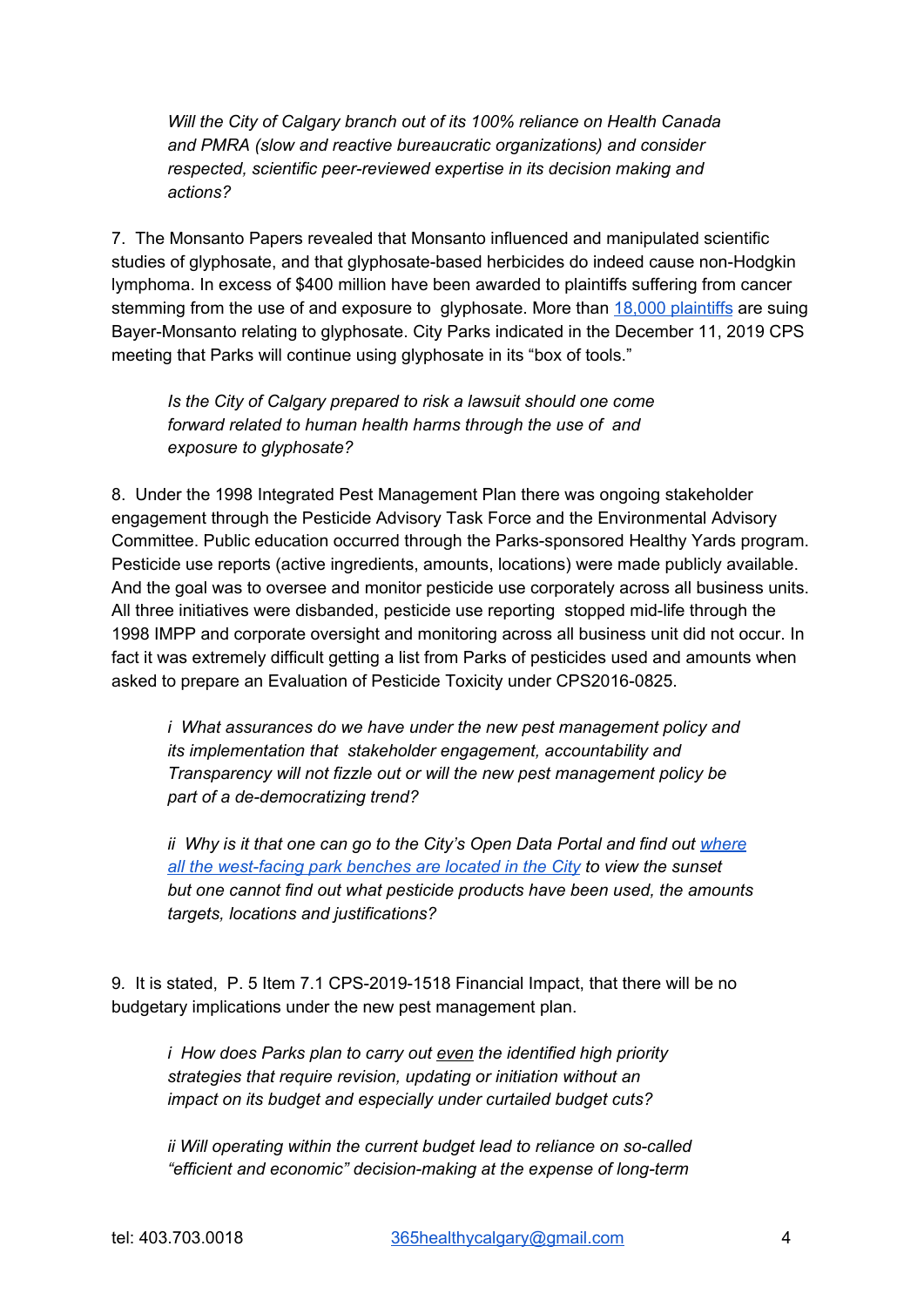> *Will the City of Calgary branch out of its 100% reliance on Health Canada and PMRA (slow and reactive bureaucratic organizations) and consider respected, scientific peer-reviewed expertise in its decision making and actions?*

7. The Monsanto Papers revealed that Monsanto influenced and manipulated scientific studies of glyphosate, and that glyphosate-based herbicides do indeed cause non-Hodgkin lymphoma. In excess of $400 million have been awarded to plaintiffs suffering from cancer stemming from the use of and exposure to glyphosate. More than 18,000 plaintiffs are suing Bayer-Monsanto relating to glyphosate. City Parks indicated in the December 11, 2019 CPS meeting that Parks will continue using glyphosate in its "box of tools."

> *Is the City of Calgary prepared to risk a lawsuit should one come forward related to human health harms through the use of and exposure to glyphosate?*

8. Under the 1998 Integrated Pest Management Plan there was ongoing stakeholder engagement through the Pesticide Advisory Task Force and the Environmental Advisory Committee. Public education occurred through the Parks-sponsored Healthy Yards program. Pesticide use reports (active ingredients, amounts, locations) were made publicly available. And the goal was to oversee and monitor pesticide use corporately across all business units. All three initiatives were disbanded, pesticide use reporting stopped mid-life through the 1998 IMPP and corporate oversight and monitoring across all business unit did not occur. In fact it was extremely difficult getting a list from Parks of pesticides used and amounts when asked to prepare an Evaluation of Pesticide Toxicity under CPS2016-0825.

> *i What assurances do we have under the new pest management policy and its implementation that stakeholder engagement, accountability and Transparency will not fizzle out or will the new pest management policy be part of a de-democratizing trend?*
>
> *ii Why is it that one can go to the City's Open Data Portal and find out where all the west-facing park benches are located in the City to view the sunset but one cannot find out what pesticide products have been used, the amounts targets, locations and justifications?*

9. It is stated, P. 5 Item 7.1 CPS-2019-1518 Financial Impact, that there will be no budgetary implications under the new pest management plan.

> *i How does Parks plan to carry out <u>even</u> the identified high priority strategies that require revision, updating or initiation without an impact on its budget and especially under curtailed budget cuts?*
>
> *ii Will operating within the current budget lead to reliance on so-called "efficient and economic" decision-making at the expense of long-term*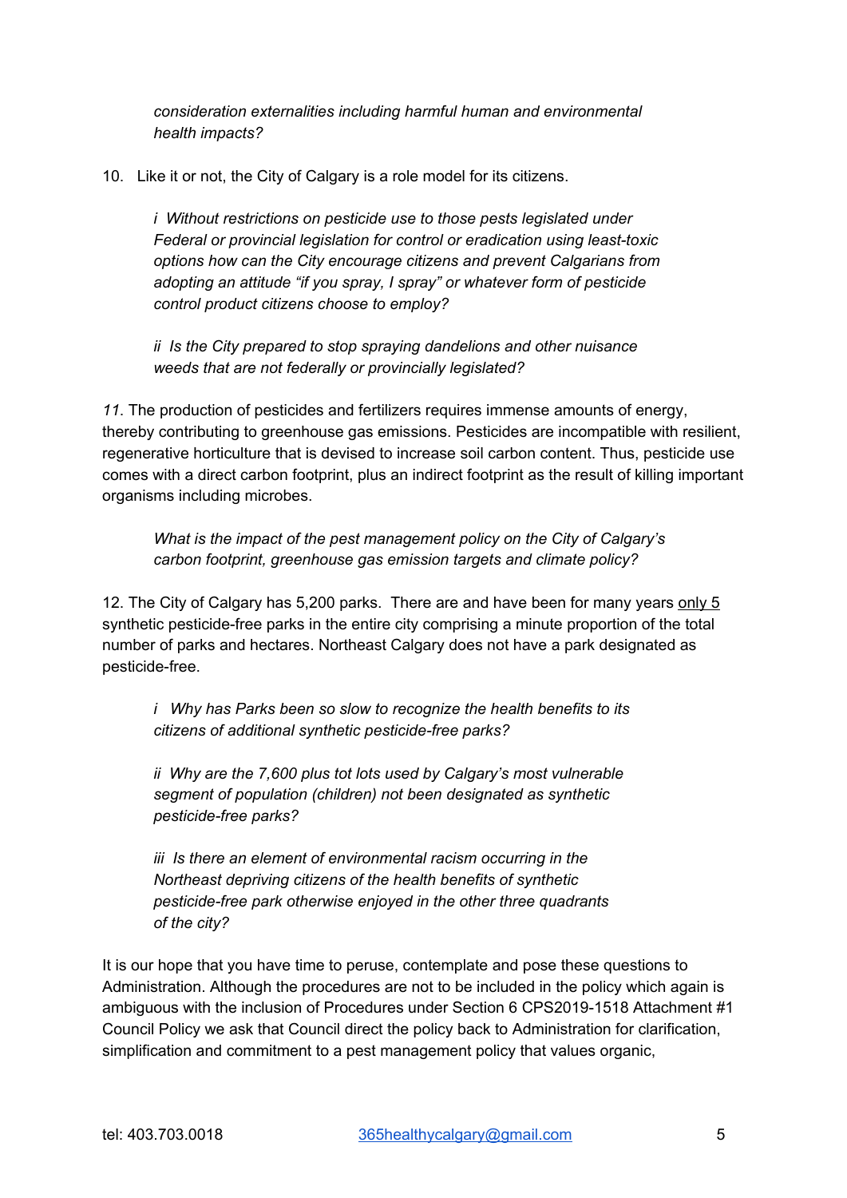*consideration externalities including harmful human and environmental health impacts?*

10. Like it or not, the City of Calgary is a role model for its citizens.

    *i Without restrictions on pesticide use to those pests legislated under Federal or provincial legislation for control or eradication using least-toxic options how can the City encourage citizens and prevent Calgarians from adopting an attitude "if you spray, I spray" or whatever form of pesticide control product citizens choose to employ?*

    *ii Is the City prepared to stop spraying dandelions and other nuisance weeds that are not federally or provincially legislated?*

*11*. The production of pesticides and fertilizers requires immense amounts of energy, thereby contributing to greenhouse gas emissions. Pesticides are incompatible with resilient, regenerative horticulture that is devised to increase soil carbon content. Thus, pesticide use comes with a direct carbon footprint, plus an indirect footprint as the result of killing important organisms including microbes.

*What is the impact of the pest management policy on the City of Calgary's carbon footprint, greenhouse gas emission targets and climate policy?*

12. The City of Calgary has 5,200 parks. There are and have been for many years <u>only 5</u> synthetic pesticide-free parks in the entire city comprising a minute proportion of the total number of parks and hectares. Northeast Calgary does not have a park designated as pesticide-free.

    *i Why has Parks been so slow to recognize the health benefits to its citizens of additional synthetic pesticide-free parks?*

    *ii Why are the 7,600 plus tot lots used by Calgary's most vulnerable segment of population (children) not been designated as synthetic pesticide-free parks?*

    *iii Is there an element of environmental racism occurring in the Northeast depriving citizens of the health benefits of synthetic pesticide-free park otherwise enjoyed in the other three quadrants of the city?*

It is our hope that you have time to peruse, contemplate and pose these questions to Administration. Although the procedures are not to be included in the policy which again is ambiguous with the inclusion of Procedures under Section 6 CPS2019-1518 Attachment #1 Council Policy we ask that Council direct the policy back to Administration for clarification, simplification and commitment to a pest management policy that values organic,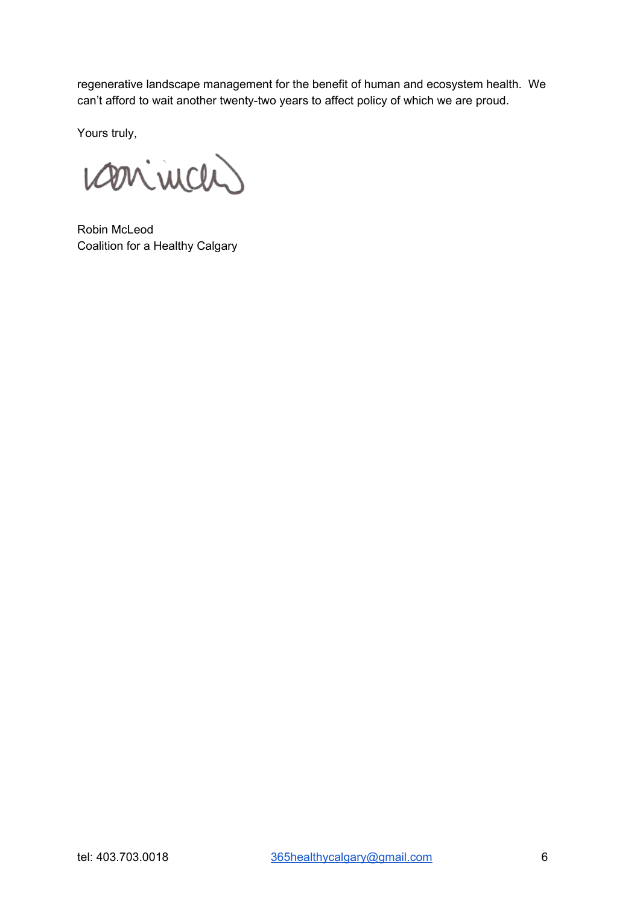regenerative landscape management for the benefit of human and ecosystem health. We can't afford to wait another twenty-two years to affect policy of which we are proud.

Yours truly,

Robin McLeod
Coalition for a Healthy Calgary

tel: 403.703.0018 365healthycalgary@gmail.com